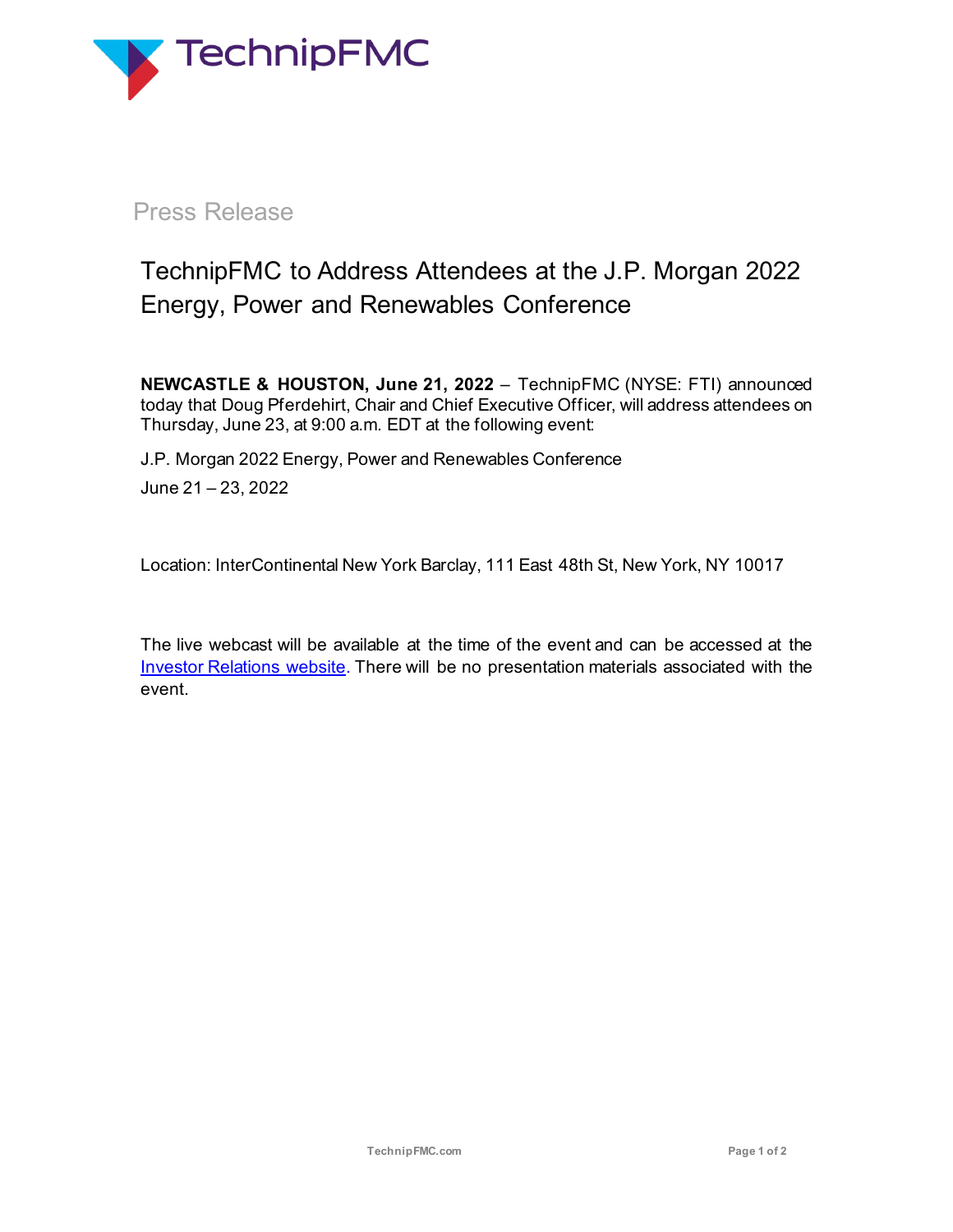Press Release

# TechnipFMC to Address Attendees at the J.P. Morgan 2022 Energy, Power and Renewables Conference

**NEWCASTLE & HOUSTON, June 21, 2022** – TechnipFMC (NYSE: FTI) announced today that Doug Pferdehirt, Chair and Chief Executive Officer, will address attendees on Thursday, June 23, at 9:00 a.m. EDT at the following event:

J.P. Morgan 2022 Energy, Power and Renewables Conference

June 21 – 23, 2022

Location: InterContinental New York Barclay, 111 East 48th St, New York, NY 10017

The live webcast will be available at the time of the event and can be accessed at the Investor Relations website. There will be no presentation materials associated with the event.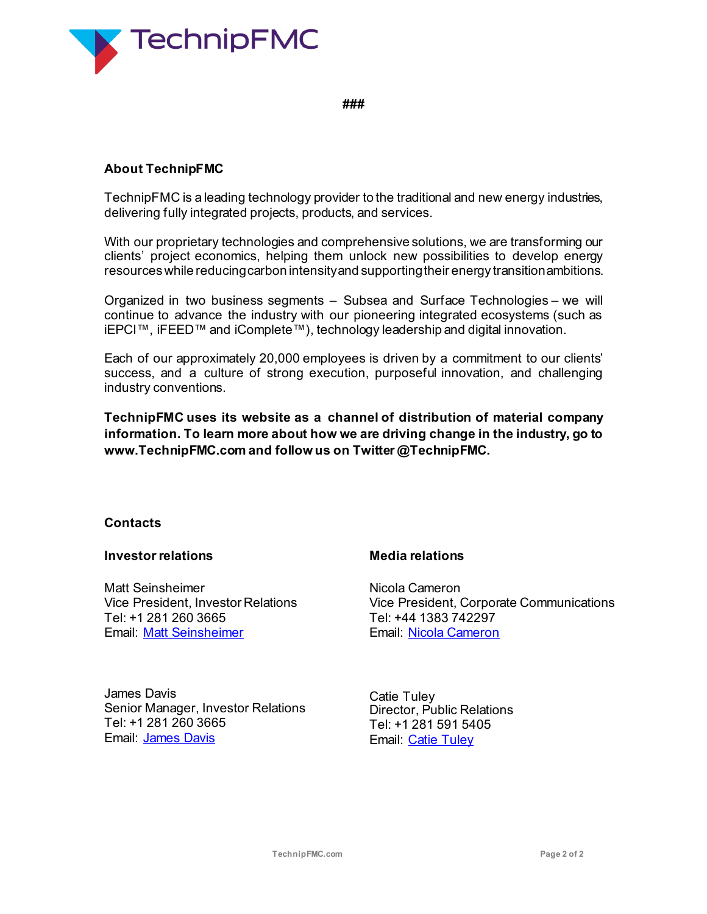###

## About TechnipFMC

TechnipFMC is a leading technology provider to the traditional and new energy industries, delivering fully integrated projects, products, and services.

With our proprietary technologies and comprehensive solutions, we are transforming our clients' project economics, helping them unlock new possibilities to develop energy resources while reducing carbon intensity and supporting their energy transition ambitions.

Organized in two business segments – Subsea and Surface Technologies – we will continue to advance the industry with our pioneering integrated ecosystems (such as iEPCI™, iFEED™ and iComplete™), technology leadership and digital innovation.

Each of our approximately 20,000 employees is driven by a commitment to our clients' success, and a culture of strong execution, purposeful innovation, and challenging industry conventions.

**TechnipFMC uses its website as a channel of distribution of material company information. To learn more about how we are driving change in the industry, go to www.TechnipFMC.com and follow us on Twitter @TechnipFMC.**

## Contacts

### Investor relations

Matt Seinsheimer
Vice President, Investor Relations
Tel: +1 281 260 3665
Email: Matt Seinsheimer

James Davis
Senior Manager, Investor Relations
Tel: +1 281 260 3665
Email: James Davis

### Media relations

Nicola Cameron
Vice President, Corporate Communications
Tel: +44 1383 742297
Email: Nicola Cameron

Catie Tuley
Director, Public Relations
Tel: +1 281 591 5405
Email: Catie Tuley